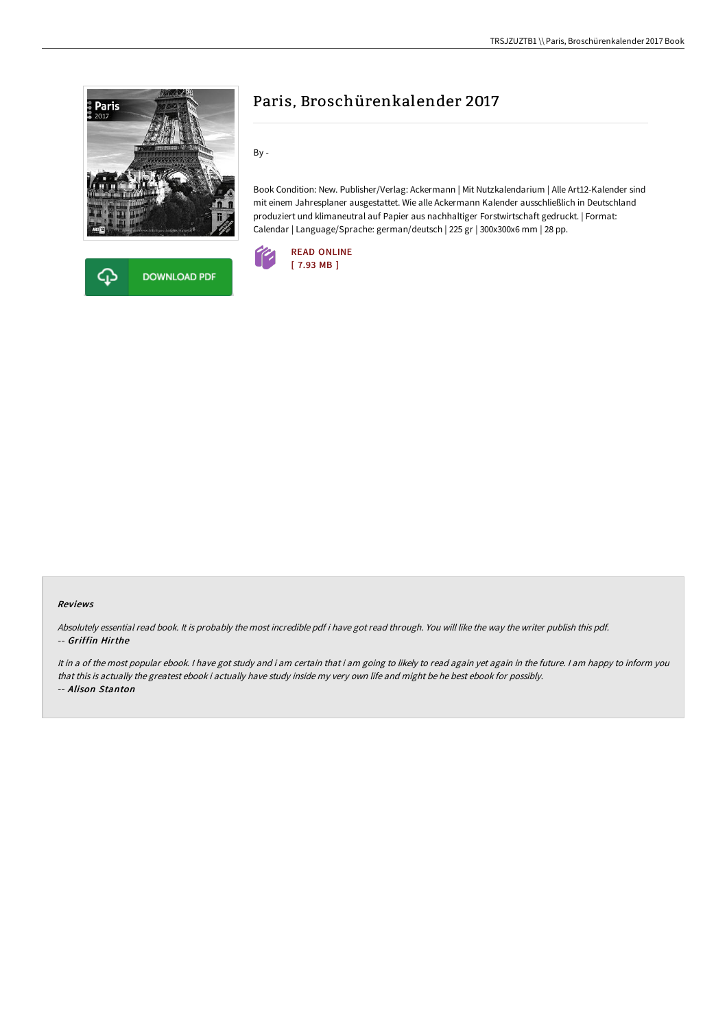# Paris, Broschürenkalender 2017

By -

Book Condition: New. Publisher/Verlag: Ackermann | Mit Nutzkalendarium | Alle Art12-Kalender sind mit einem Jahresplaner ausgestattet. Wie alle Ackermann Kalender ausschließlich in Deutschland produziert und klimaneutral auf Papier aus nachhaltiger Forstwirtschaft gedruckt. | Format: Calendar | Language/Sprache: german/deutsch | 225 gr | 300x300x6 mm | 28 pp.

DOWNLOAD PDF

READ ONLINE
[ 7.93 MB ]

#### Reviews

*Absolutely essential read book. It is probably the most incredible pdf i have got read through. You will like the way the writer publish this pdf.*
*-- Griffin Hirthe*

*It in a of the most popular ebook. I have got study and i am certain that i am going to likely to read again yet again in the future. I am happy to inform you that this is actually the greatest ebook i actually have study inside my very own life and might be he best ebook for possibly.*
*-- Alison Stanton*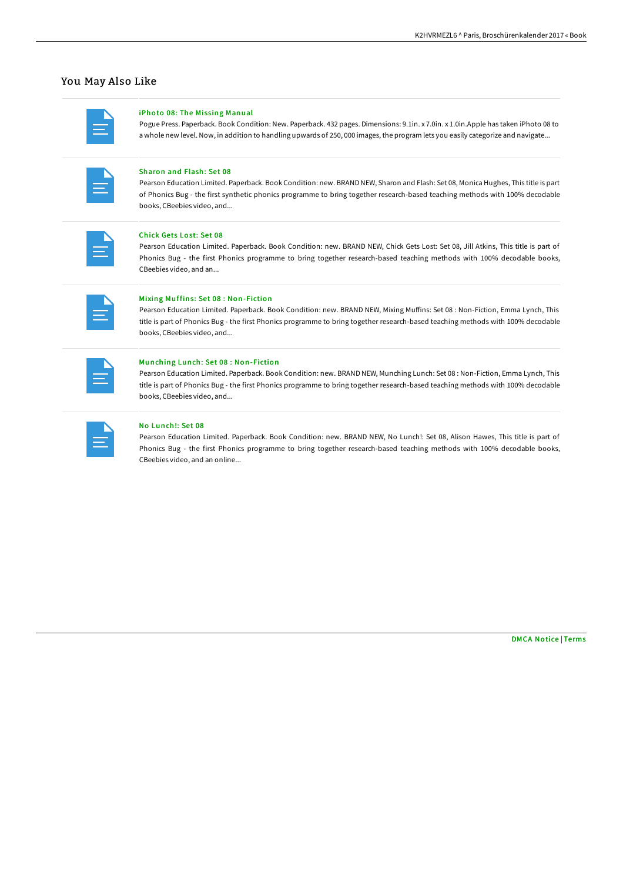## You May Also Like

### iPhoto 08: The Missing Manual

Pogue Press. Paperback. Book Condition: New. Paperback. 432 pages. Dimensions: 9.1in. x 7.0in. x 1.0in.Apple has taken iPhoto 08 to a whole new level. Now, in addition to handling upwards of 250, 000 images, the program lets you easily categorize and navigate...

### Sharon and Flash: Set 08

Pearson Education Limited. Paperback. Book Condition: new. BRAND NEW, Sharon and Flash: Set 08, Monica Hughes, This title is part of Phonics Bug - the first synthetic phonics programme to bring together research-based teaching methods with 100% decodable books, CBeebies video, and...

### Chick Gets Lost: Set 08

Pearson Education Limited. Paperback. Book Condition: new. BRAND NEW, Chick Gets Lost: Set 08, Jill Atkins, This title is part of Phonics Bug - the first Phonics programme to bring together research-based teaching methods with 100% decodable books, CBeebies video, and an...

### Mixing Muffins: Set 08 : Non-Fiction

Pearson Education Limited. Paperback. Book Condition: new. BRAND NEW, Mixing Muffins: Set 08 : Non-Fiction, Emma Lynch, This title is part of Phonics Bug - the first Phonics programme to bring together research-based teaching methods with 100% decodable books, CBeebies video, and...

### Munching Lunch: Set 08 : Non-Fiction

Pearson Education Limited. Paperback. Book Condition: new. BRAND NEW, Munching Lunch: Set 08 : Non-Fiction, Emma Lynch, This title is part of Phonics Bug - the first Phonics programme to bring together research-based teaching methods with 100% decodable books, CBeebies video, and...

### No Lunch!: Set 08

Pearson Education Limited. Paperback. Book Condition: new. BRAND NEW, No Lunch!: Set 08, Alison Hawes, This title is part of Phonics Bug - the first Phonics programme to bring together research-based teaching methods with 100% decodable books, CBeebies video, and an online...

DMCA Notice | Terms